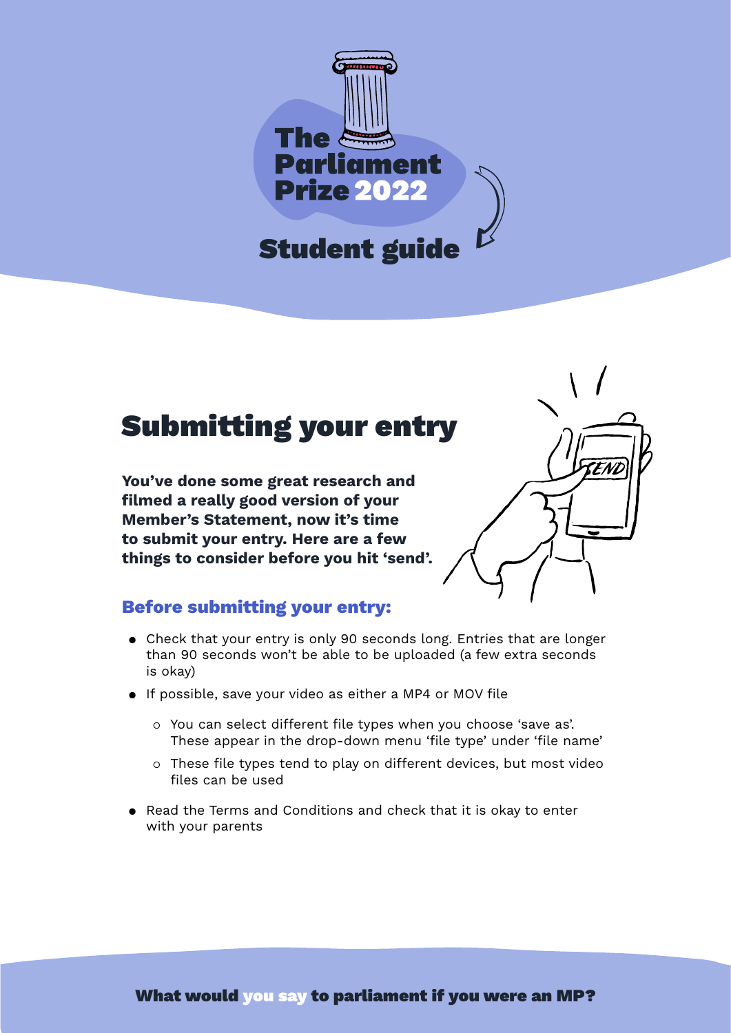# The Parliament Prize 2022

## Student guide

# Submitting your entry

**You've done some great research and filmed a really good version of your Member's Statement, now it's time to submit your entry. Here are a few things to consider before you hit 'send'.**

### Before submitting your entry:

- Check that your entry is only 90 seconds long. Entries that are longer than 90 seconds won't be able to be uploaded (a few extra seconds is okay)
- If possible, save your video as either a MP4 or MOV file
  - You can select different file types when you choose 'save as'. These appear in the drop-down menu 'file type' under 'file name'
  - These file types tend to play on different devices, but most video files can be used
- Read the Terms and Conditions and check that it is okay to enter with your parents

**What would you say to parliament if you were an MP?**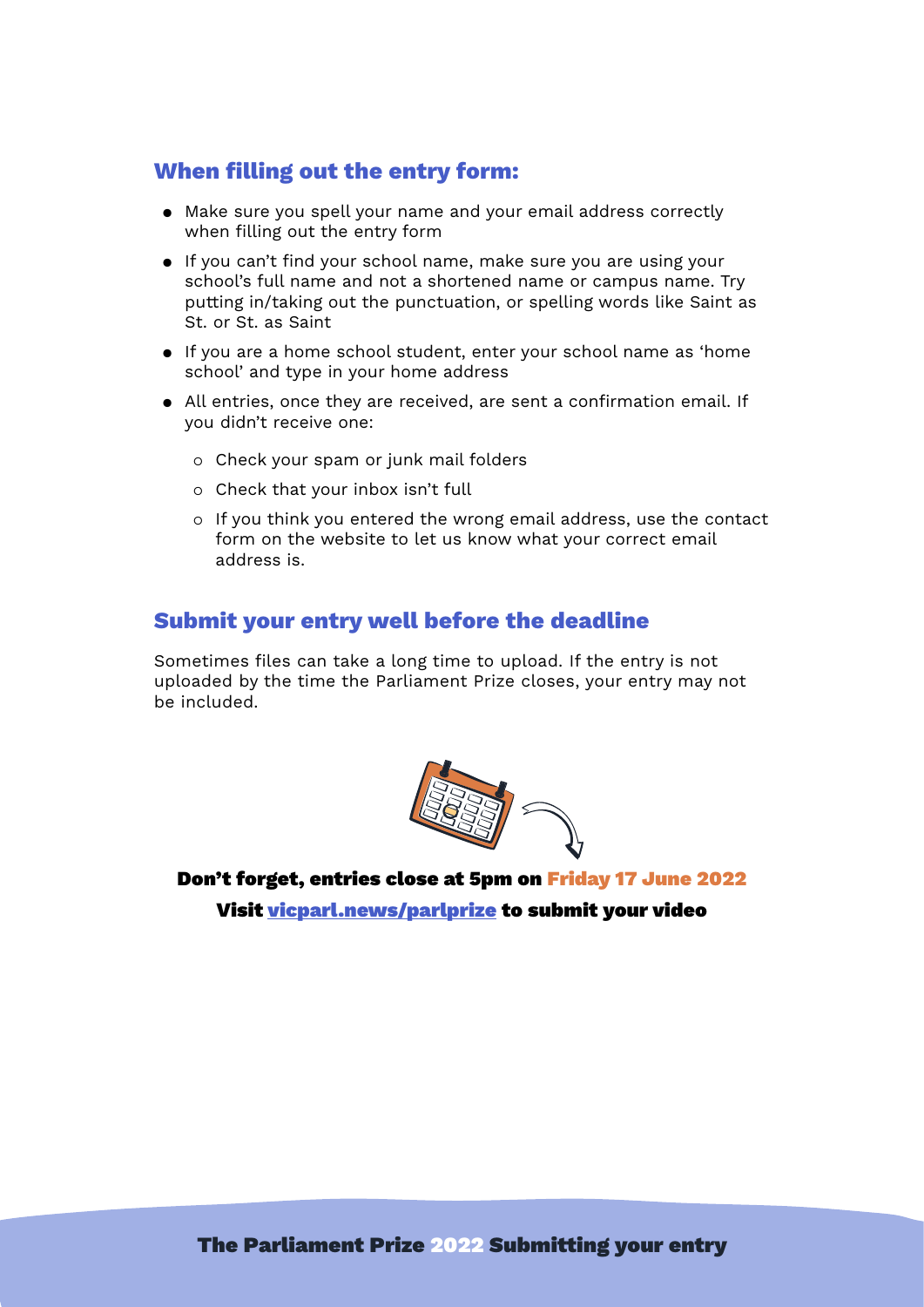## When filling out the entry form:

- Make sure you spell your name and your email address correctly when filling out the entry form
- If you can't find your school name, make sure you are using your school's full name and not a shortened name or campus name. Try putting in/taking out the punctuation, or spelling words like Saint as St. or St. as Saint
- If you are a home school student, enter your school name as 'home school' and type in your home address
- All entries, once they are received, are sent a confirmation email. If you didn't receive one:
  - Check your spam or junk mail folders
  - Check that your inbox isn't full
  - If you think you entered the wrong email address, use the contact form on the website to let us know what your correct email address is.

## Submit your entry well before the deadline

Sometimes files can take a long time to upload. If the entry is not uploaded by the time the Parliament Prize closes, your entry may not be included.

**Don't forget, entries close at 5pm on Friday 17 June 2022**

**Visit [vicparl.news/parlprize](vicparl.news/parlprize) to submit your video**